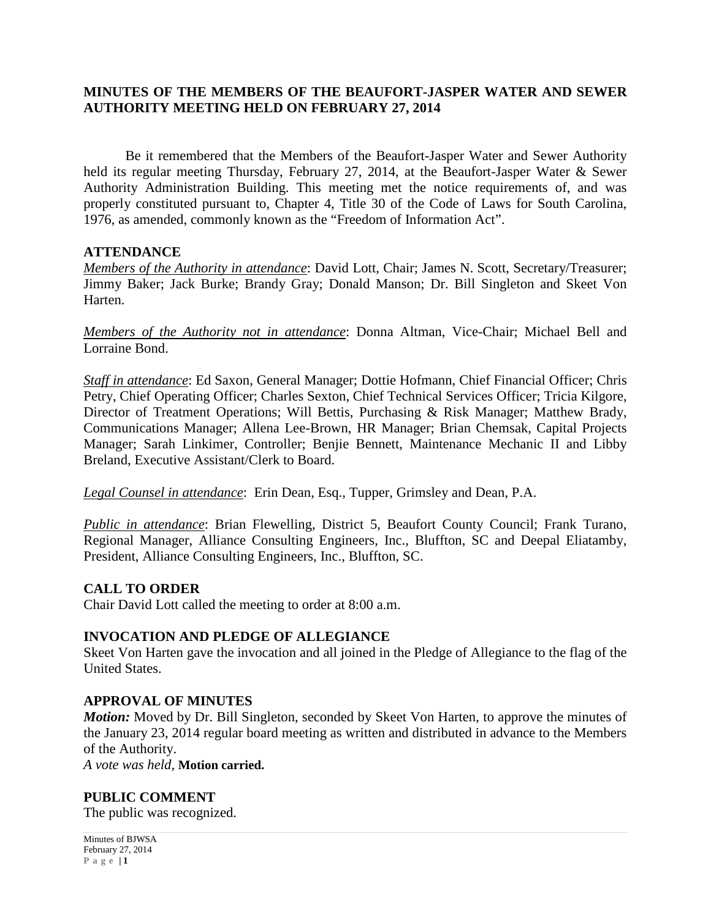**MINUTES OF THE MEMBERS OF THE BEAUFORT-JASPER WATER AND SEWER AUTHORITY MEETING HELD ON FEBRUARY 27, 2014**

Be it remembered that the Members of the Beaufort-Jasper Water and Sewer Authority held its regular meeting Thursday, February 27, 2014, at the Beaufort-Jasper Water & Sewer Authority Administration Building. This meeting met the notice requirements of, and was properly constituted pursuant to, Chapter 4, Title 30 of the Code of Laws for South Carolina, 1976, as amended, commonly known as the "Freedom of Information Act".

## ATTENDANCE

*Members of the Authority in attendance*: David Lott, Chair; James N. Scott, Secretary/Treasurer; Jimmy Baker; Jack Burke; Brandy Gray; Donald Manson; Dr. Bill Singleton and Skeet Von Harten.

*Members of the Authority not in attendance*: Donna Altman, Vice-Chair; Michael Bell and Lorraine Bond.

*Staff in attendance*: Ed Saxon, General Manager; Dottie Hofmann, Chief Financial Officer; Chris Petry, Chief Operating Officer; Charles Sexton, Chief Technical Services Officer; Tricia Kilgore, Director of Treatment Operations; Will Bettis, Purchasing & Risk Manager; Matthew Brady, Communications Manager; Allena Lee-Brown, HR Manager; Brian Chemsak, Capital Projects Manager; Sarah Linkimer, Controller; Benjie Bennett, Maintenance Mechanic II and Libby Breland, Executive Assistant/Clerk to Board.

*Legal Counsel in attendance*: Erin Dean, Esq., Tupper, Grimsley and Dean, P.A.

*Public in attendance*: Brian Flewelling, District 5, Beaufort County Council; Frank Turano, Regional Manager, Alliance Consulting Engineers, Inc., Bluffton, SC and Deepal Eliatamby, President, Alliance Consulting Engineers, Inc., Bluffton, SC.

## CALL TO ORDER

Chair David Lott called the meeting to order at 8:00 a.m.

## INVOCATION AND PLEDGE OF ALLEGIANCE

Skeet Von Harten gave the invocation and all joined in the Pledge of Allegiance to the flag of the United States.

## APPROVAL OF MINUTES

***Motion:*** Moved by Dr. Bill Singleton, seconded by Skeet Von Harten, to approve the minutes of the January 23, 2014 regular board meeting as written and distributed in advance to the Members of the Authority.

*A vote was held*, **Motion carried.**

## PUBLIC COMMENT

The public was recognized.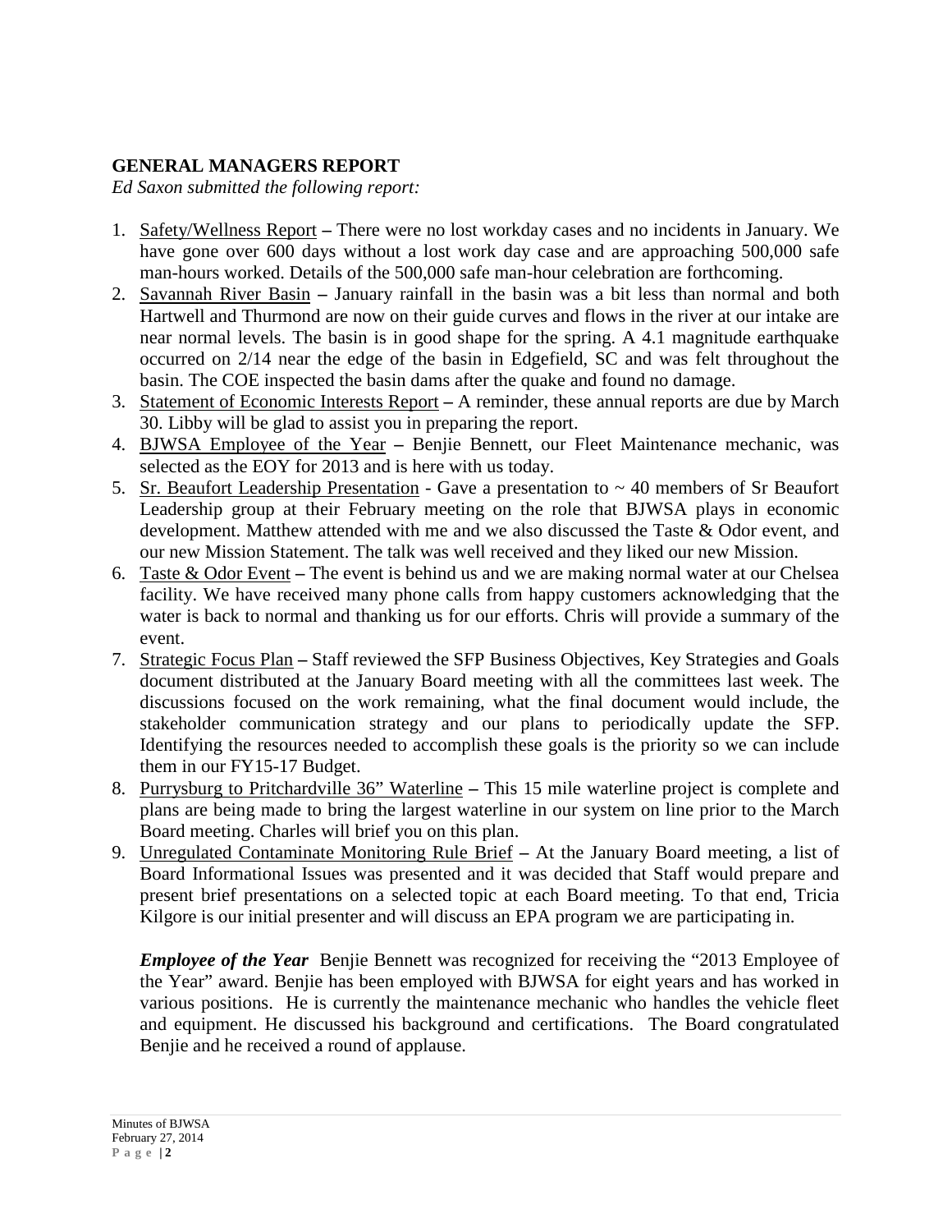## GENERAL MANAGERS REPORT

*Ed Saxon submitted the following report:*

1. Safety/Wellness Report – There were no lost workday cases and no incidents in January. We have gone over 600 days without a lost work day case and are approaching 500,000 safe man-hours worked. Details of the 500,000 safe man-hour celebration are forthcoming.
2. Savannah River Basin – January rainfall in the basin was a bit less than normal and both Hartwell and Thurmond are now on their guide curves and flows in the river at our intake are near normal levels. The basin is in good shape for the spring. A 4.1 magnitude earthquake occurred on 2/14 near the edge of the basin in Edgefield, SC and was felt throughout the basin. The COE inspected the basin dams after the quake and found no damage.
3. Statement of Economic Interests Report – A reminder, these annual reports are due by March 30. Libby will be glad to assist you in preparing the report.
4. BJWSA Employee of the Year – Benjie Bennett, our Fleet Maintenance mechanic, was selected as the EOY for 2013 and is here with us today.
5. Sr. Beaufort Leadership Presentation - Gave a presentation to ~ 40 members of Sr Beaufort Leadership group at their February meeting on the role that BJWSA plays in economic development. Matthew attended with me and we also discussed the Taste & Odor event, and our new Mission Statement. The talk was well received and they liked our new Mission.
6. Taste & Odor Event – The event is behind us and we are making normal water at our Chelsea facility. We have received many phone calls from happy customers acknowledging that the water is back to normal and thanking us for our efforts. Chris will provide a summary of the event.
7. Strategic Focus Plan – Staff reviewed the SFP Business Objectives, Key Strategies and Goals document distributed at the January Board meeting with all the committees last week. The discussions focused on the work remaining, what the final document would include, the stakeholder communication strategy and our plans to periodically update the SFP. Identifying the resources needed to accomplish these goals is the priority so we can include them in our FY15-17 Budget.
8. Purrysburg to Pritchardville 36" Waterline – This 15 mile waterline project is complete and plans are being made to bring the largest waterline in our system on line prior to the March Board meeting. Charles will brief you on this plan.
9. Unregulated Contaminate Monitoring Rule Brief – At the January Board meeting, a list of Board Informational Issues was presented and it was decided that Staff would prepare and present brief presentations on a selected topic at each Board meeting. To that end, Tricia Kilgore is our initial presenter and will discuss an EPA program we are participating in.

***Employee of the Year*** Benjie Bennett was recognized for receiving the "2013 Employee of the Year" award. Benjie has been employed with BJWSA for eight years and has worked in various positions. He is currently the maintenance mechanic who handles the vehicle fleet and equipment. He discussed his background and certifications. The Board congratulated Benjie and he received a round of applause.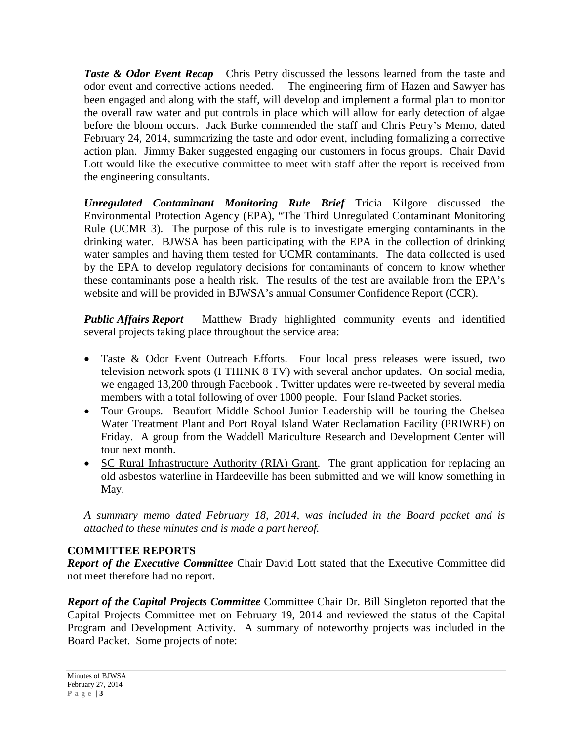***Taste & Odor Event Recap*** Chris Petry discussed the lessons learned from the taste and odor event and corrective actions needed. The engineering firm of Hazen and Sawyer has been engaged and along with the staff, will develop and implement a formal plan to monitor the overall raw water and put controls in place which will allow for early detection of algae before the bloom occurs. Jack Burke commended the staff and Chris Petry's Memo, dated February 24, 2014, summarizing the taste and odor event, including formalizing a corrective action plan. Jimmy Baker suggested engaging our customers in focus groups. Chair David Lott would like the executive committee to meet with staff after the report is received from the engineering consultants.

***Unregulated Contaminant Monitoring Rule Brief*** Tricia Kilgore discussed the Environmental Protection Agency (EPA), "The Third Unregulated Contaminant Monitoring Rule (UCMR 3). The purpose of this rule is to investigate emerging contaminants in the drinking water. BJWSA has been participating with the EPA in the collection of drinking water samples and having them tested for UCMR contaminants. The data collected is used by the EPA to develop regulatory decisions for contaminants of concern to know whether these contaminants pose a health risk. The results of the test are available from the EPA's website and will be provided in BJWSA's annual Consumer Confidence Report (CCR).

***Public Affairs Report*** Matthew Brady highlighted community events and identified several projects taking place throughout the service area:

- <u>Taste & Odor Event Outreach Efforts</u>. Four local press releases were issued, two television network spots (I THINK 8 TV) with several anchor updates. On social media, we engaged 13,200 through Facebook . Twitter updates were re-tweeted by several media members with a total following of over 1000 people. Four Island Packet stories.
- <u>Tour Groups.</u> Beaufort Middle School Junior Leadership will be touring the Chelsea Water Treatment Plant and Port Royal Island Water Reclamation Facility (PRIWRF) on Friday. A group from the Waddell Mariculture Research and Development Center will tour next month.
- <u>SC Rural Infrastructure Authority (RIA) Grant</u>. The grant application for replacing an old asbestos waterline in Hardeeville has been submitted and we will know something in May.

*A summary memo dated February 18, 2014, was included in the Board packet and is attached to these minutes and is made a part hereof.*

**COMMITTEE REPORTS**

***Report of the Executive Committee*** Chair David Lott stated that the Executive Committee did not meet therefore had no report.

***Report of the Capital Projects Committee*** Committee Chair Dr. Bill Singleton reported that the Capital Projects Committee met on February 19, 2014 and reviewed the status of the Capital Program and Development Activity. A summary of noteworthy projects was included in the Board Packet. Some projects of note: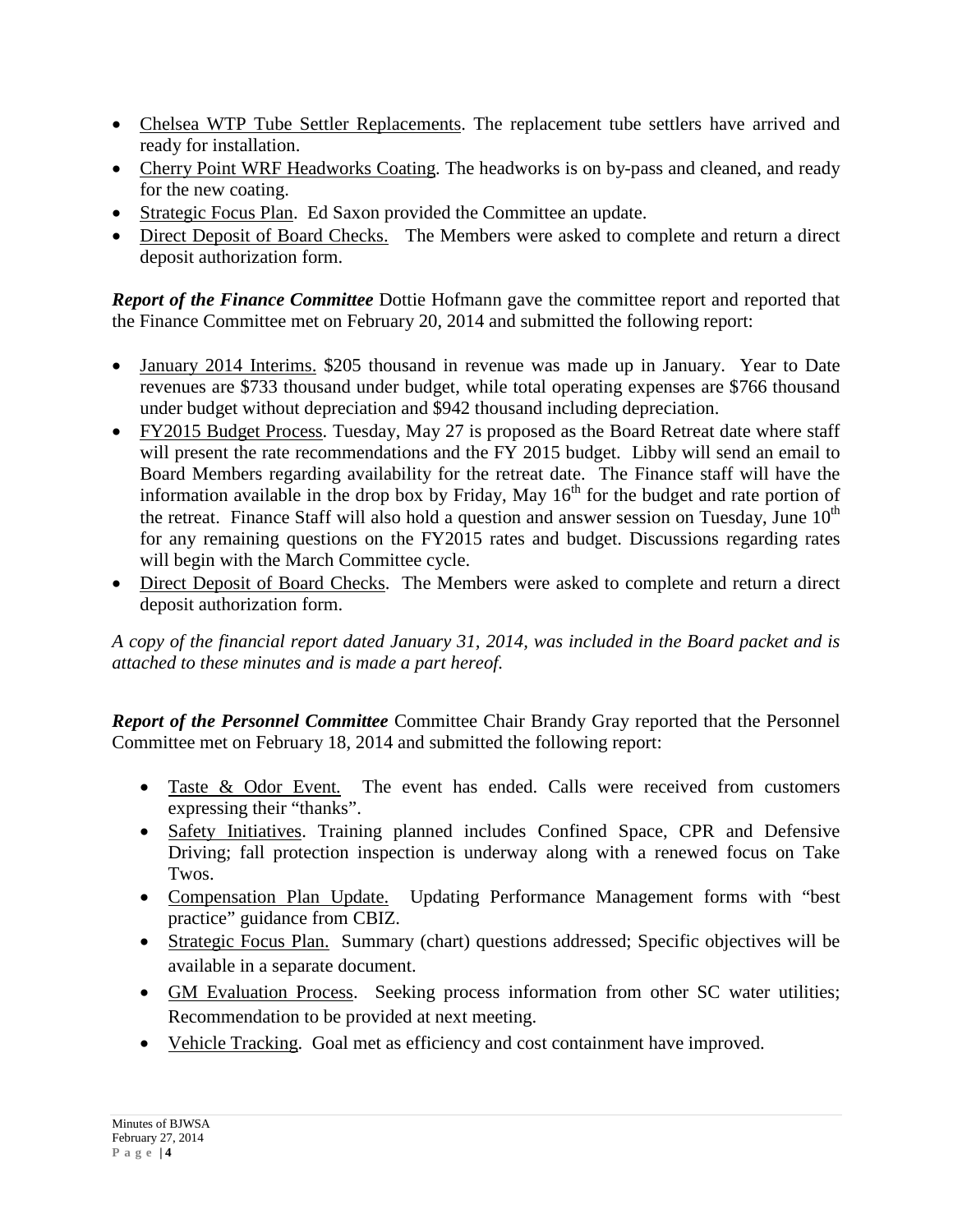- Chelsea WTP Tube Settler Replacements. The replacement tube settlers have arrived and ready for installation.
- Cherry Point WRF Headworks Coating. The headworks is on by-pass and cleaned, and ready for the new coating.
- Strategic Focus Plan. Ed Saxon provided the Committee an update.
- Direct Deposit of Board Checks. The Members were asked to complete and return a direct deposit authorization form.

***Report of the Finance Committee*** Dottie Hofmann gave the committee report and reported that the Finance Committee met on February 20, 2014 and submitted the following report:

- January 2014 Interims. \$205 thousand in revenue was made up in January. Year to Date revenues are \$733 thousand under budget, while total operating expenses are \$766 thousand under budget without depreciation and \$942 thousand including depreciation.
- FY2015 Budget Process. Tuesday, May 27 is proposed as the Board Retreat date where staff will present the rate recommendations and the FY 2015 budget. Libby will send an email to Board Members regarding availability for the retreat date. The Finance staff will have the information available in the drop box by Friday, May 16th for the budget and rate portion of the retreat. Finance Staff will also hold a question and answer session on Tuesday, June 10th for any remaining questions on the FY2015 rates and budget. Discussions regarding rates will begin with the March Committee cycle.
- Direct Deposit of Board Checks. The Members were asked to complete and return a direct deposit authorization form.

*A copy of the financial report dated January 31, 2014, was included in the Board packet and is attached to these minutes and is made a part hereof.*

***Report of the Personnel Committee*** Committee Chair Brandy Gray reported that the Personnel Committee met on February 18, 2014 and submitted the following report:

- Taste & Odor Event. The event has ended. Calls were received from customers expressing their "thanks".
- Safety Initiatives. Training planned includes Confined Space, CPR and Defensive Driving; fall protection inspection is underway along with a renewed focus on Take Twos.
- Compensation Plan Update. Updating Performance Management forms with "best practice" guidance from CBIZ.
- Strategic Focus Plan. Summary (chart) questions addressed; Specific objectives will be available in a separate document.
- GM Evaluation Process. Seeking process information from other SC water utilities; Recommendation to be provided at next meeting.
- Vehicle Tracking. Goal met as efficiency and cost containment have improved.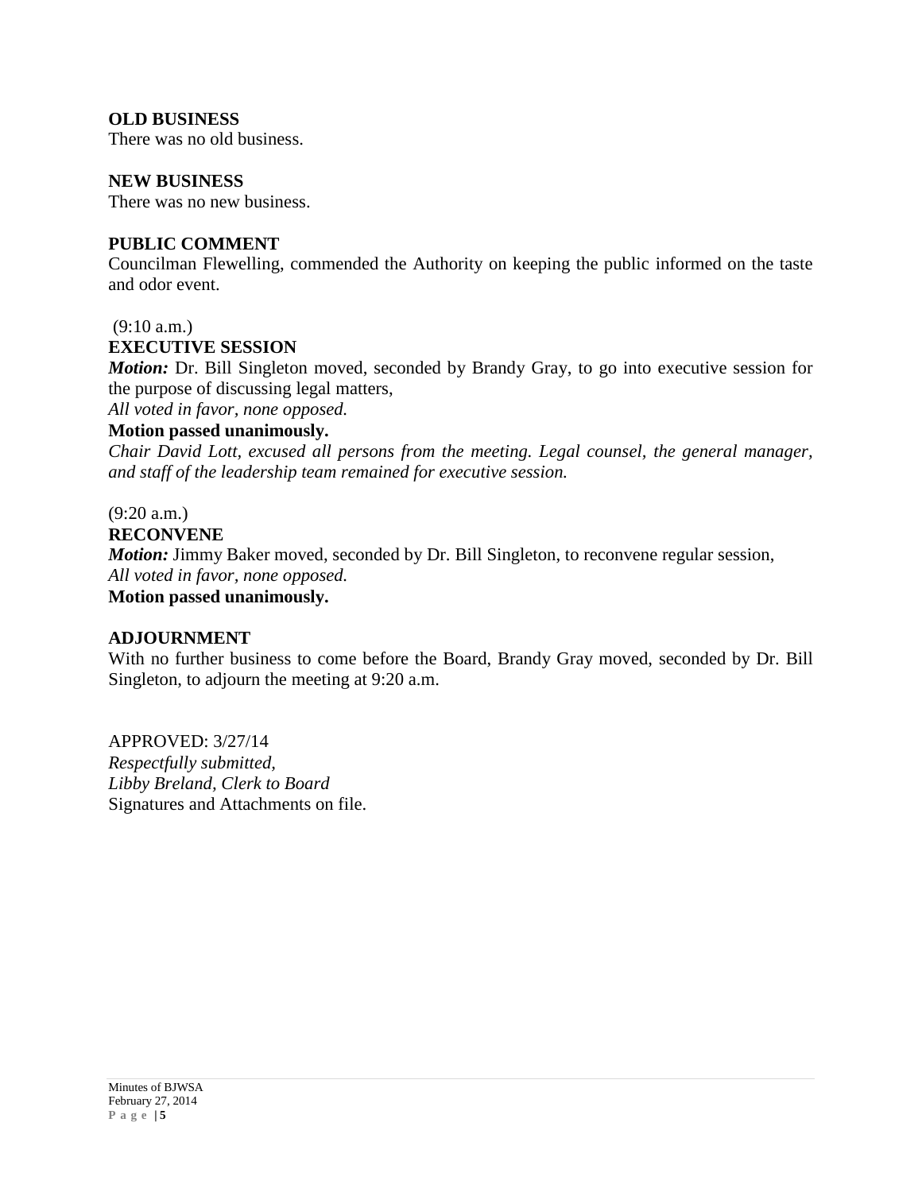**OLD BUSINESS**
There was no old business.

**NEW BUSINESS**
There was no new business.

**PUBLIC COMMENT**
Councilman Flewelling, commended the Authority on keeping the public informed on the taste and odor event.

(9:10 a.m.)
**EXECUTIVE SESSION**
***Motion:*** Dr. Bill Singleton moved, seconded by Brandy Gray, to go into executive session for the purpose of discussing legal matters,
*All voted in favor, none opposed.*
**Motion passed unanimously.**
*Chair David Lott, excused all persons from the meeting. Legal counsel, the general manager, and staff of the leadership team remained for executive session.*

(9:20 a.m.)
**RECONVENE**
***Motion:*** Jimmy Baker moved, seconded by Dr. Bill Singleton, to reconvene regular session,
*All voted in favor, none opposed.*
**Motion passed unanimously.**

**ADJOURNMENT**
With no further business to come before the Board, Brandy Gray moved, seconded by Dr. Bill Singleton, to adjourn the meeting at 9:20 a.m.

APPROVED: 3/27/14
*Respectfully submitted,*
*Libby Breland, Clerk to Board*
Signatures and Attachments on file.